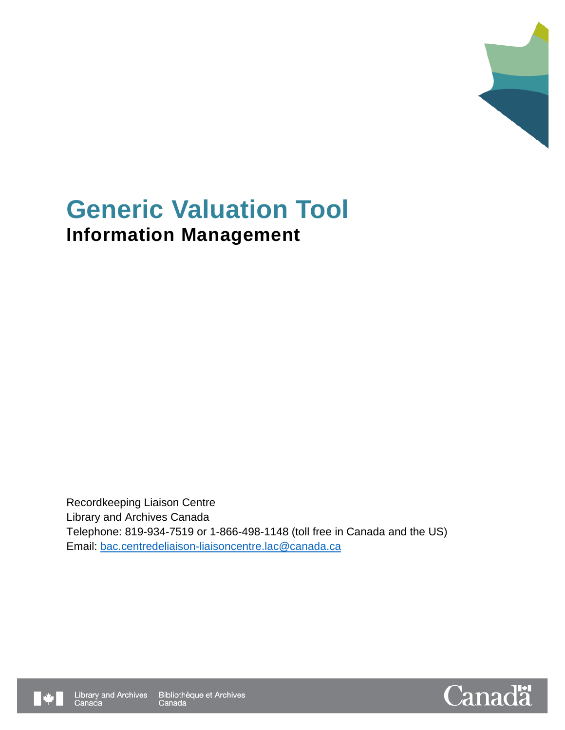# Generic Valuation Tool

## Information Management

Recordkeeping Liaison Centre
Library and Archives Canada
Telephone: 819-934-7519 or 1-866-498-1148 (toll free in Canada and the US)
Email: [bac.centredeliaison-liaisoncentre.lac@canada.ca](mailto:bac.centredeliaison-liaisoncentre.lac@canada.ca)

Library and Archives Canada | Bibliothèque et Archives Canada

Canada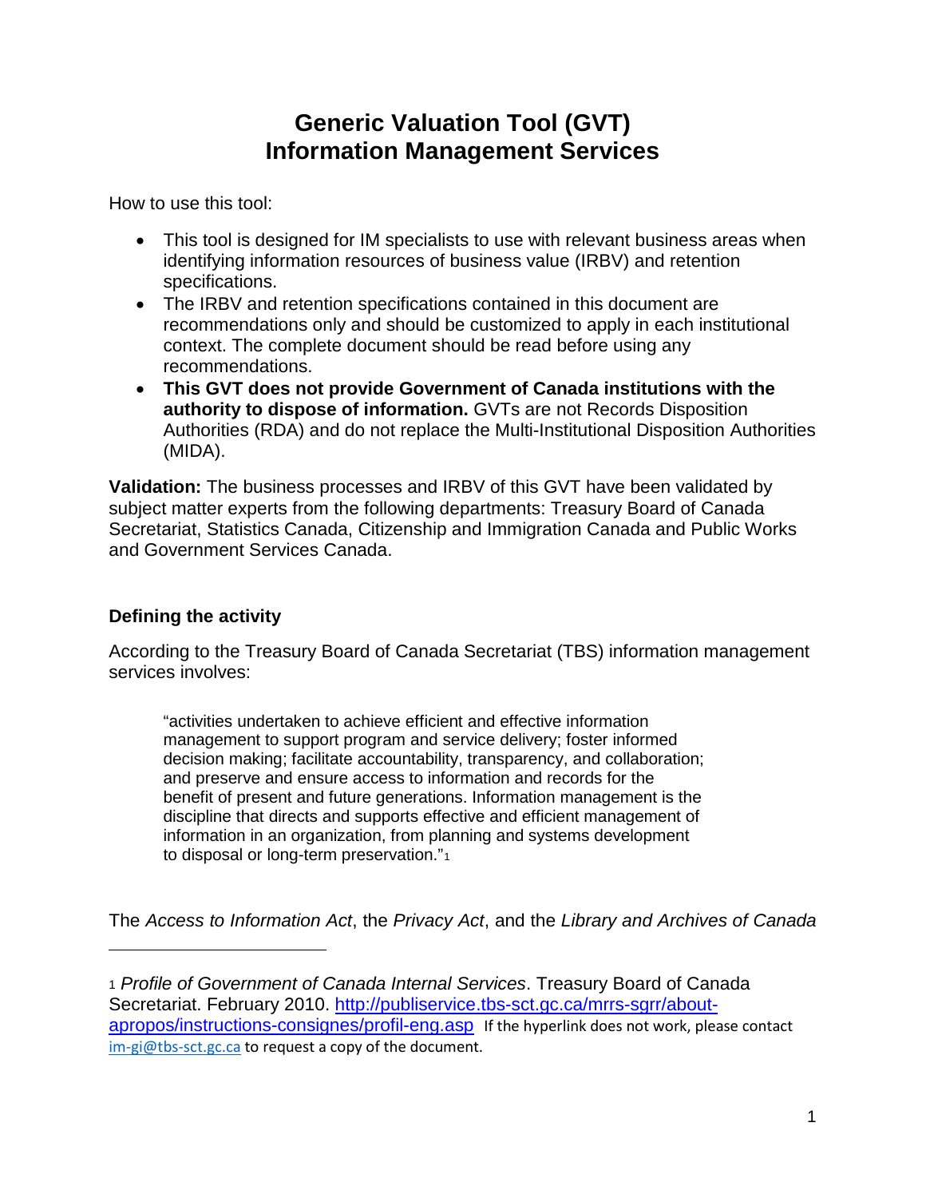# Generic Valuation Tool (GVT)
# Information Management Services

How to use this tool:

- This tool is designed for IM specialists to use with relevant business areas when identifying information resources of business value (IRBV) and retention specifications.
- The IRBV and retention specifications contained in this document are recommendations only and should be customized to apply in each institutional context. The complete document should be read before using any recommendations.
- **This GVT does not provide Government of Canada institutions with the authority to dispose of information.** GVTs are not Records Disposition Authorities (RDA) and do not replace the Multi-Institutional Disposition Authorities (MIDA).

**Validation:** The business processes and IRBV of this GVT have been validated by subject matter experts from the following departments: Treasury Board of Canada Secretariat, Statistics Canada, Citizenship and Immigration Canada and Public Works and Government Services Canada.

### Defining the activity

According to the Treasury Board of Canada Secretariat (TBS) information management services involves:

> "activities undertaken to achieve efficient and effective information management to support program and service delivery; foster informed decision making; facilitate accountability, transparency, and collaboration; and preserve and ensure access to information and records for the benefit of present and future generations. Information management is the discipline that directs and supports effective and efficient management of information in an organization, from planning and systems development to disposal or long-term preservation."[1]

The *Access to Information Act*, the *Privacy Act*, and the *Library and Archives of Canada*

---

[1] *Profile of Government of Canada Internal Services*. Treasury Board of Canada Secretariat. February 2010. http://publiservice.tbs-sct.gc.ca/mrrs-sgrr/about-apropos/instructions-consignes/profil-eng.asp If the hyperlink does not work, please contact im-gi@tbs-sct.gc.ca to request a copy of the document.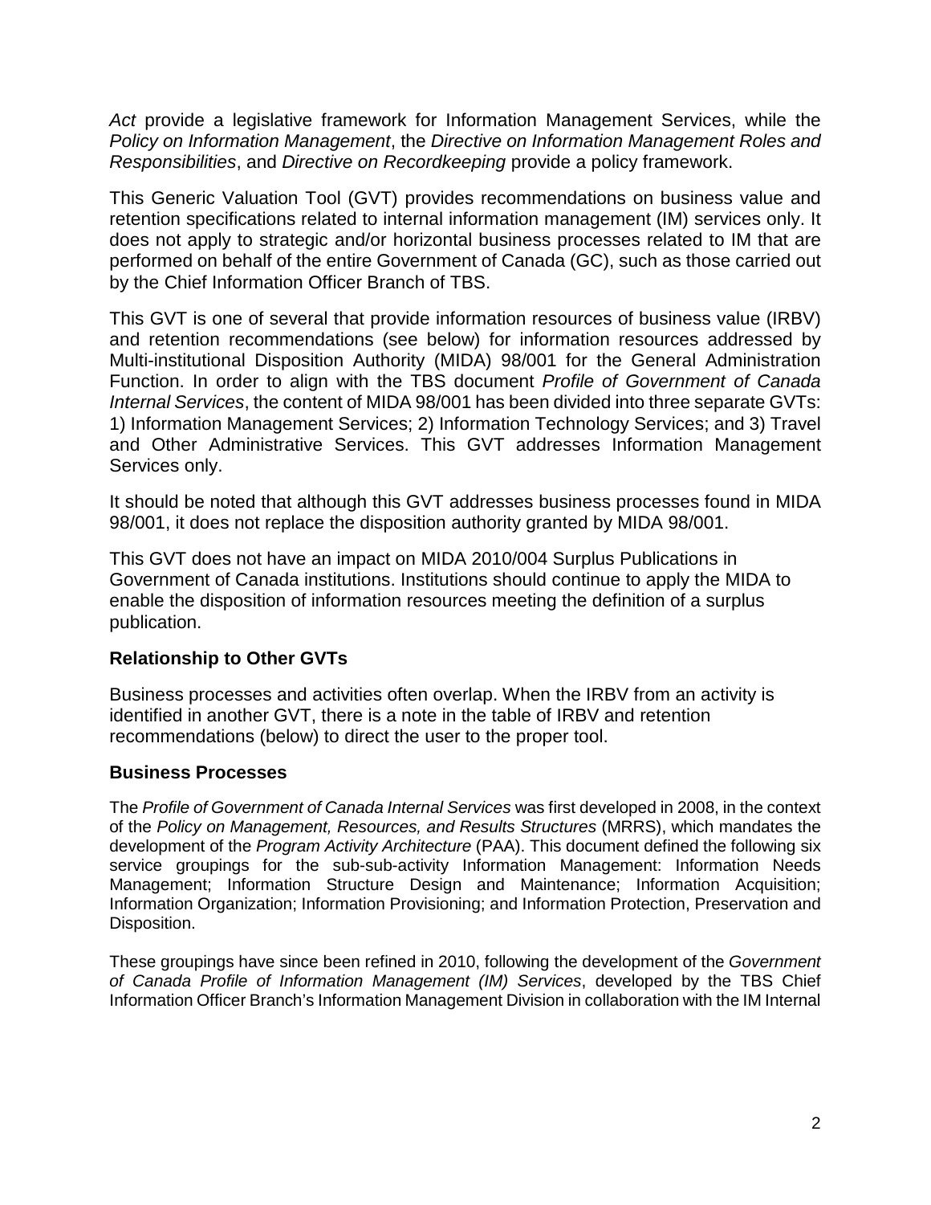*Act* provide a legislative framework for Information Management Services, while the *Policy on Information Management*, the *Directive on Information Management Roles and Responsibilities*, and *Directive on Recordkeeping* provide a policy framework.

This Generic Valuation Tool (GVT) provides recommendations on business value and retention specifications related to internal information management (IM) services only. It does not apply to strategic and/or horizontal business processes related to IM that are performed on behalf of the entire Government of Canada (GC), such as those carried out by the Chief Information Officer Branch of TBS.

This GVT is one of several that provide information resources of business value (IRBV) and retention recommendations (see below) for information resources addressed by Multi-institutional Disposition Authority (MIDA) 98/001 for the General Administration Function. In order to align with the TBS document *Profile of Government of Canada Internal Services*, the content of MIDA 98/001 has been divided into three separate GVTs: 1) Information Management Services; 2) Information Technology Services; and 3) Travel and Other Administrative Services. This GVT addresses Information Management Services only.

It should be noted that although this GVT addresses business processes found in MIDA 98/001, it does not replace the disposition authority granted by MIDA 98/001.

This GVT does not have an impact on MIDA 2010/004 Surplus Publications in Government of Canada institutions. Institutions should continue to apply the MIDA to enable the disposition of information resources meeting the definition of a surplus publication.

### Relationship to Other GVTs

Business processes and activities often overlap. When the IRBV from an activity is identified in another GVT, there is a note in the table of IRBV and retention recommendations (below) to direct the user to the proper tool.

### Business Processes

The *Profile of Government of Canada Internal Services* was first developed in 2008, in the context of the *Policy on Management, Resources, and Results Structures* (MRRS), which mandates the development of the *Program Activity Architecture* (PAA). This document defined the following six service groupings for the sub-sub-activity Information Management: Information Needs Management; Information Structure Design and Maintenance; Information Acquisition; Information Organization; Information Provisioning; and Information Protection, Preservation and Disposition.

These groupings have since been refined in 2010, following the development of the *Government of Canada Profile of Information Management (IM) Services*, developed by the TBS Chief Information Officer Branch's Information Management Division in collaboration with the IM Internal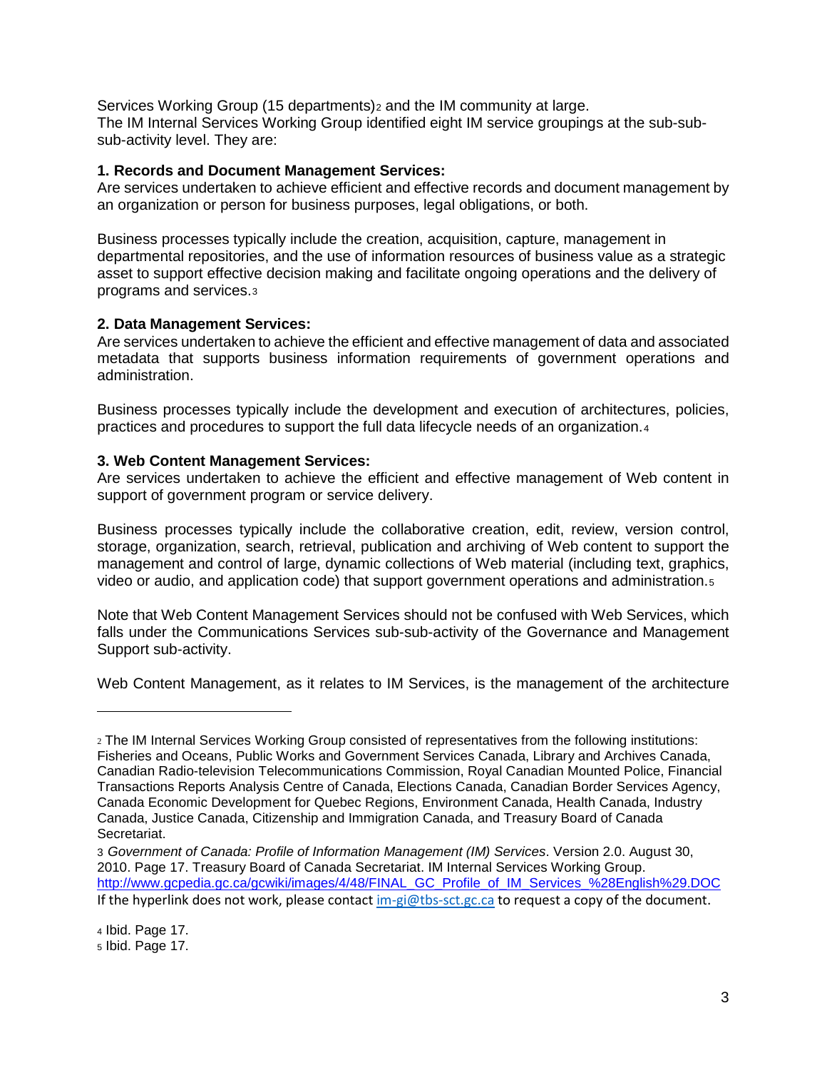Services Working Group (15 departments)[2] and the IM community at large.
The IM Internal Services Working Group identified eight IM service groupings at the sub-sub-sub-activity level. They are:

**1. Records and Document Management Services:**
Are services undertaken to achieve efficient and effective records and document management by an organization or person for business purposes, legal obligations, or both.

Business processes typically include the creation, acquisition, capture, management in departmental repositories, and the use of information resources of business value as a strategic asset to support effective decision making and facilitate ongoing operations and the delivery of programs and services.[3]

**2. Data Management Services:**
Are services undertaken to achieve the efficient and effective management of data and associated metadata that supports business information requirements of government operations and administration.

Business processes typically include the development and execution of architectures, policies, practices and procedures to support the full data lifecycle needs of an organization.[4]

**3. Web Content Management Services:**
Are services undertaken to achieve the efficient and effective management of Web content in support of government program or service delivery.

Business processes typically include the collaborative creation, edit, review, version control, storage, organization, search, retrieval, publication and archiving of Web content to support the management and control of large, dynamic collections of Web material (including text, graphics, video or audio, and application code) that support government operations and administration.[5]

Note that Web Content Management Services should not be confused with Web Services, which falls under the Communications Services sub-sub-activity of the Governance and Management Support sub-activity.

Web Content Management, as it relates to IM Services, is the management of the architecture

---

[2] The IM Internal Services Working Group consisted of representatives from the following institutions: Fisheries and Oceans, Public Works and Government Services Canada, Library and Archives Canada, Canadian Radio-television Telecommunications Commission, Royal Canadian Mounted Police, Financial Transactions Reports Analysis Centre of Canada, Elections Canada, Canadian Border Services Agency, Canada Economic Development for Quebec Regions, Environment Canada, Health Canada, Industry Canada, Justice Canada, Citizenship and Immigration Canada, and Treasury Board of Canada Secretariat.

[3] *Government of Canada: Profile of Information Management (IM) Services*. Version 2.0. August 30, 2010. Page 17. Treasury Board of Canada Secretariat. IM Internal Services Working Group. http://www.gcpedia.gc.ca/gcwiki/images/4/48/FINAL_GC_Profile_of_IM_Services_%28English%29.DOC
If the hyperlink does not work, please contact im-gi@tbs-sct.gc.ca to request a copy of the document.

[4] Ibid. Page 17.

[5] Ibid. Page 17.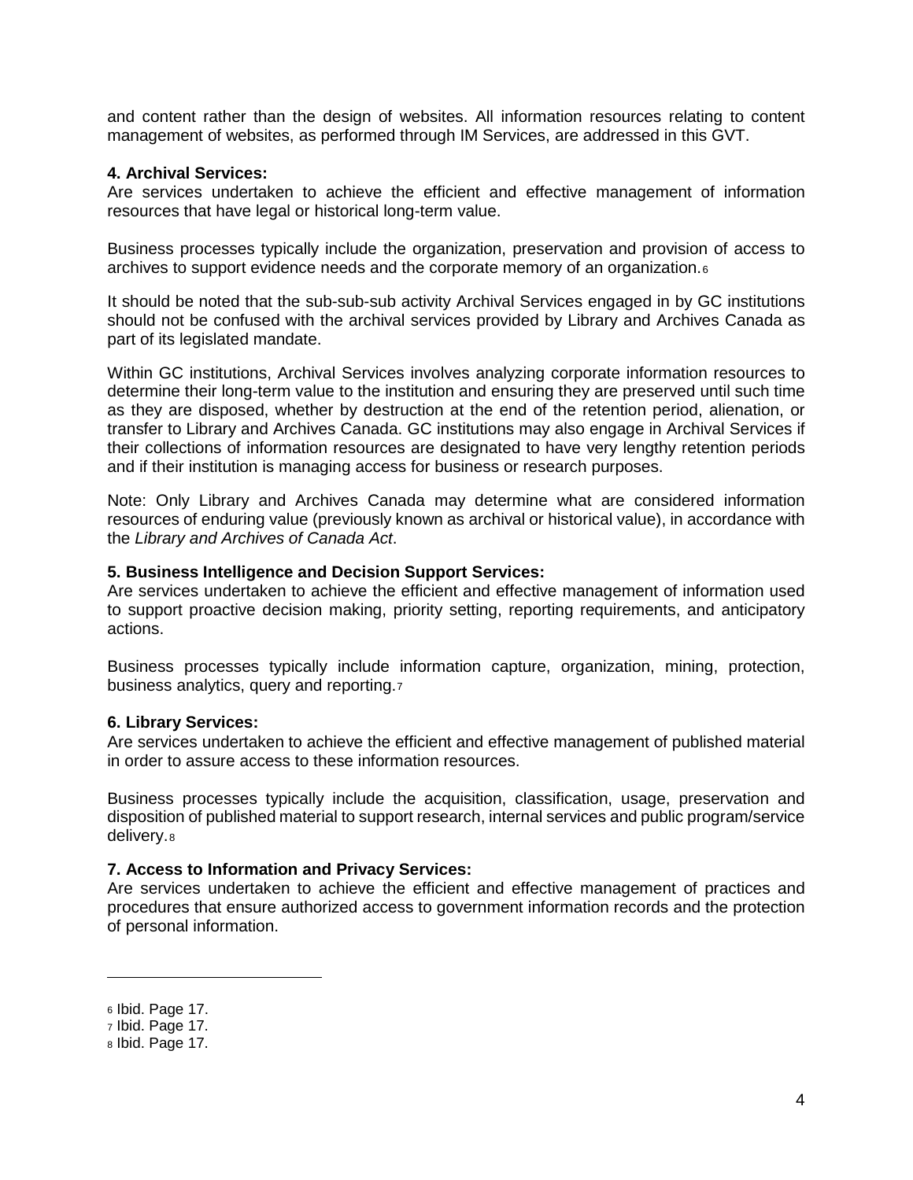and content rather than the design of websites. All information resources relating to content management of websites, as performed through IM Services, are addressed in this GVT.

**4. Archival Services:**
Are services undertaken to achieve the efficient and effective management of information resources that have legal or historical long-term value.

Business processes typically include the organization, preservation and provision of access to archives to support evidence needs and the corporate memory of an organization.[6]

It should be noted that the sub-sub-sub activity Archival Services engaged in by GC institutions should not be confused with the archival services provided by Library and Archives Canada as part of its legislated mandate.

Within GC institutions, Archival Services involves analyzing corporate information resources to determine their long-term value to the institution and ensuring they are preserved until such time as they are disposed, whether by destruction at the end of the retention period, alienation, or transfer to Library and Archives Canada. GC institutions may also engage in Archival Services if their collections of information resources are designated to have very lengthy retention periods and if their institution is managing access for business or research purposes.

Note: Only Library and Archives Canada may determine what are considered information resources of enduring value (previously known as archival or historical value), in accordance with the *Library and Archives of Canada Act*.

**5. Business Intelligence and Decision Support Services:**
Are services undertaken to achieve the efficient and effective management of information used to support proactive decision making, priority setting, reporting requirements, and anticipatory actions.

Business processes typically include information capture, organization, mining, protection, business analytics, query and reporting.[7]

**6. Library Services:**
Are services undertaken to achieve the efficient and effective management of published material in order to assure access to these information resources.

Business processes typically include the acquisition, classification, usage, preservation and disposition of published material to support research, internal services and public program/service delivery.[8]

**7. Access to Information and Privacy Services:**
Are services undertaken to achieve the efficient and effective management of practices and procedures that ensure authorized access to government information records and the protection of personal information.

---

[6] Ibid. Page 17.
[7] Ibid. Page 17.
[8] Ibid. Page 17.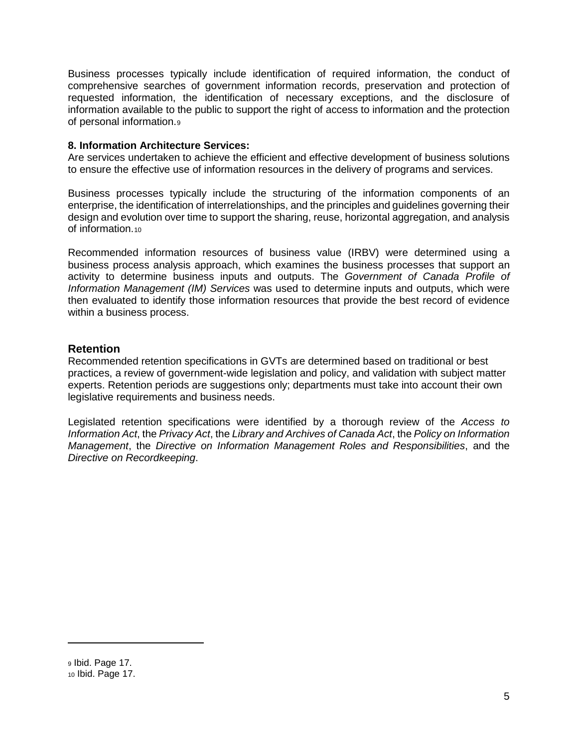Business processes typically include identification of required information, the conduct of comprehensive searches of government information records, preservation and protection of requested information, the identification of necessary exceptions, and the disclosure of information available to the public to support the right of access to information and the protection of personal information.[9]

**8. Information Architecture Services:**
Are services undertaken to achieve the efficient and effective development of business solutions to ensure the effective use of information resources in the delivery of programs and services.

Business processes typically include the structuring of the information components of an enterprise, the identification of interrelationships, and the principles and guidelines governing their design and evolution over time to support the sharing, reuse, horizontal aggregation, and analysis of information.[10]

Recommended information resources of business value (IRBV) were determined using a business process analysis approach, which examines the business processes that support an activity to determine business inputs and outputs. The *Government of Canada Profile of Information Management (IM) Services* was used to determine inputs and outputs, which were then evaluated to identify those information resources that provide the best record of evidence within a business process.

## Retention

Recommended retention specifications in GVTs are determined based on traditional or best practices, a review of government-wide legislation and policy, and validation with subject matter experts. Retention periods are suggestions only; departments must take into account their own legislative requirements and business needs.

Legislated retention specifications were identified by a thorough review of the *Access to Information Act*, the *Privacy Act*, the *Library and Archives of Canada Act*, the *Policy on Information Management*, the *Directive on Information Management Roles and Responsibilities*, and the *Directive on Recordkeeping*.

---

[9] Ibid. Page 17.
[10] Ibid. Page 17.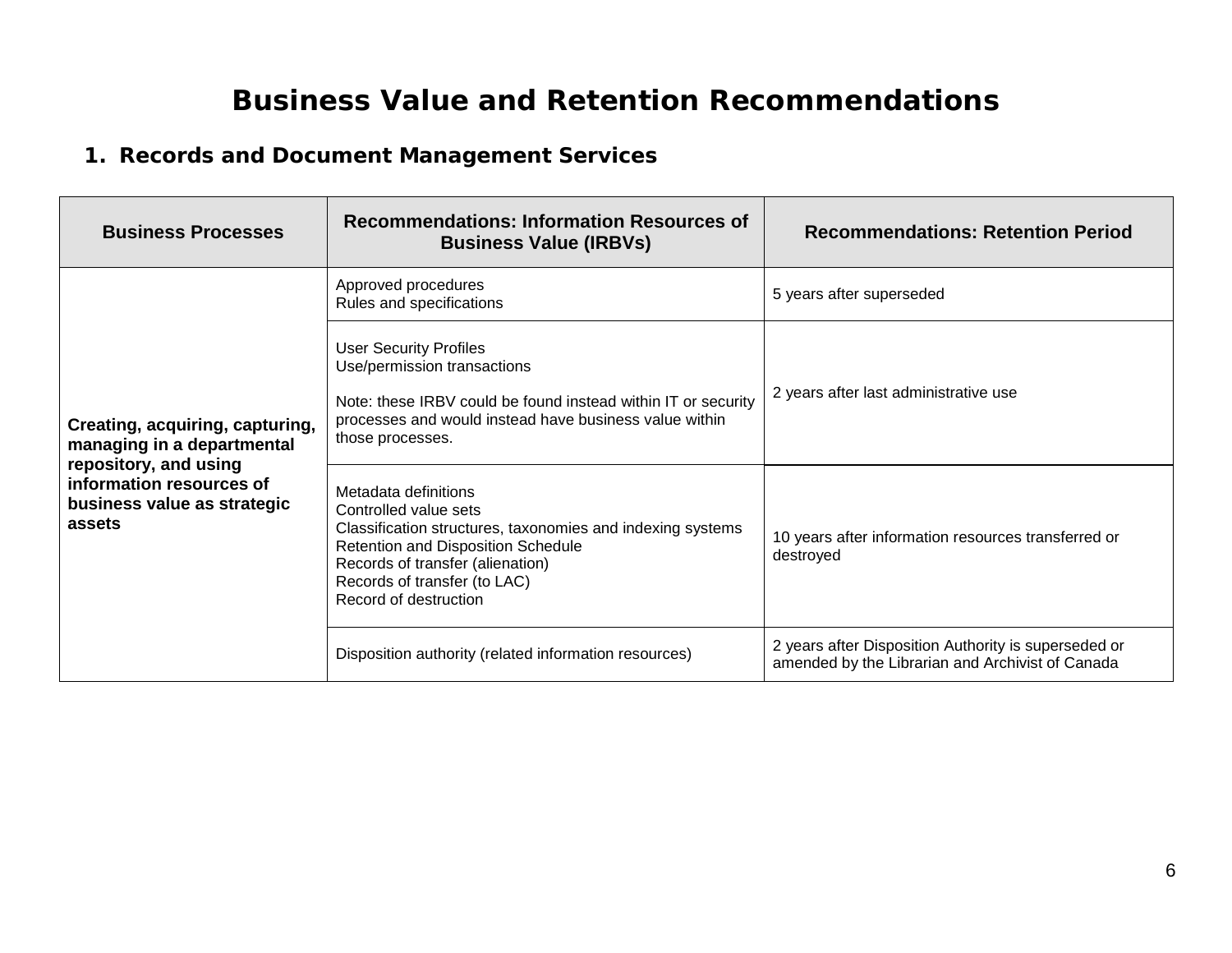# Business Value and Retention Recommendations

## 1. Records and Document Management Services

| Business Processes | Recommendations: Information Resources of Business Value (IRBVs) | Recommendations: Retention Period |
|---|---|---|
| **Creating, acquiring, capturing, managing in a departmental repository, and using information resources of business value as strategic assets** | Approved procedures<br>Rules and specifications | 5 years after superseded |
| | User Security Profiles<br>Use/permission transactions<br><br>Note: these IRBV could be found instead within IT or security processes and would instead have business value within those processes. | 2 years after last administrative use |
| | Metadata definitions<br>Controlled value sets<br>Classification structures, taxonomies and indexing systems<br>Retention and Disposition Schedule<br>Records of transfer (alienation)<br>Records of transfer (to LAC)<br>Record of destruction | 10 years after information resources transferred or destroyed |
| | Disposition authority (related information resources) | 2 years after Disposition Authority is superseded or amended by the Librarian and Archivist of Canada |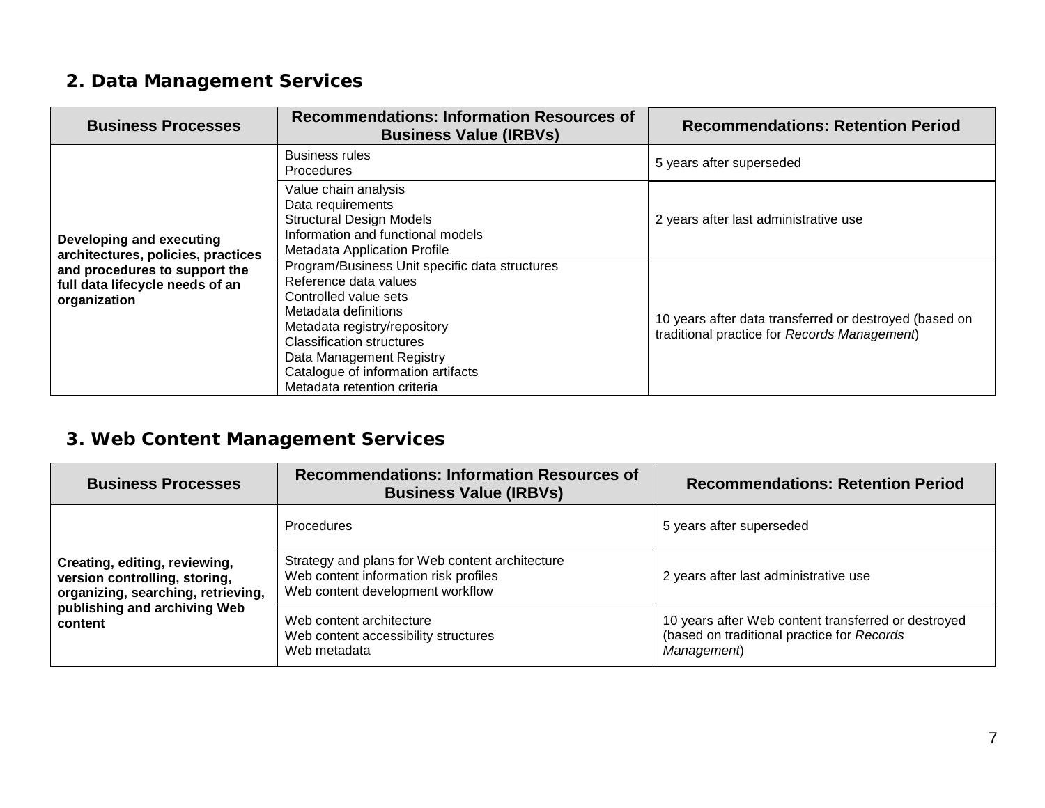## 2. Data Management Services

| Business Processes | Recommendations: Information Resources of Business Value (IRBVs) | Recommendations: Retention Period |
|---|---|---|
| **Developing and executing architectures, policies, practices and procedures to support the full data lifecycle needs of an organization** | Business rules<br>Procedures | 5 years after superseded |
| | Value chain analysis<br>Data requirements<br>Structural Design Models<br>Information and functional models<br>Metadata Application Profile | 2 years after last administrative use |
| | Program/Business Unit specific data structures<br>Reference data values<br>Controlled value sets<br>Metadata definitions<br>Metadata registry/repository<br>Classification structures<br>Data Management Registry<br>Catalogue of information artifacts<br>Metadata retention criteria | 10 years after data transferred or destroyed (based on traditional practice for *Records Management*) |

## 3. Web Content Management Services

| Business Processes | Recommendations: Information Resources of Business Value (IRBVs) | Recommendations: Retention Period |
|---|---|---|
| **Creating, editing, reviewing, version controlling, storing, organizing, searching, retrieving, publishing and archiving Web content** | Procedures | 5 years after superseded |
| | Strategy and plans for Web content architecture<br>Web content information risk profiles<br>Web content development workflow | 2 years after last administrative use |
| | Web content architecture<br>Web content accessibility structures<br>Web metadata | 10 years after Web content transferred or destroyed (based on traditional practice for *Records Management*) |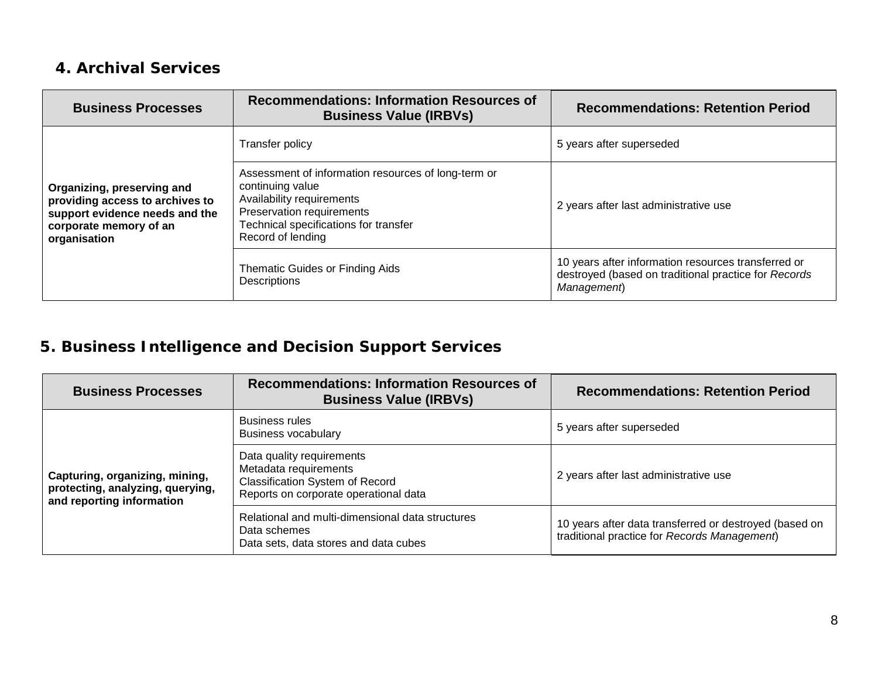## 4. Archival Services

| Business Processes | Recommendations: Information Resources of Business Value (IRBVs) | Recommendations: Retention Period |
|---|---|---|
| **Organizing, preserving and providing access to archives to support evidence needs and the corporate memory of an organisation** | Transfer policy | 5 years after superseded |
| | Assessment of information resources of long-term or continuing value<br>Availability requirements<br>Preservation requirements<br>Technical specifications for transfer<br>Record of lending | 2 years after last administrative use |
| | Thematic Guides or Finding Aids<br>Descriptions | 10 years after information resources transferred or destroyed (based on traditional practice for *Records Management*) |

## 5. Business Intelligence and Decision Support Services

| Business Processes | Recommendations: Information Resources of Business Value (IRBVs) | Recommendations: Retention Period |
|---|---|---|
| **Capturing, organizing, mining, protecting, analyzing, querying, and reporting information** | Business rules<br>Business vocabulary | 5 years after superseded |
| | Data quality requirements<br>Metadata requirements<br>Classification System of Record<br>Reports on corporate operational data | 2 years after last administrative use |
| | Relational and multi-dimensional data structures<br>Data schemes<br>Data sets, data stores and data cubes | 10 years after data transferred or destroyed (based on traditional practice for *Records Management*) |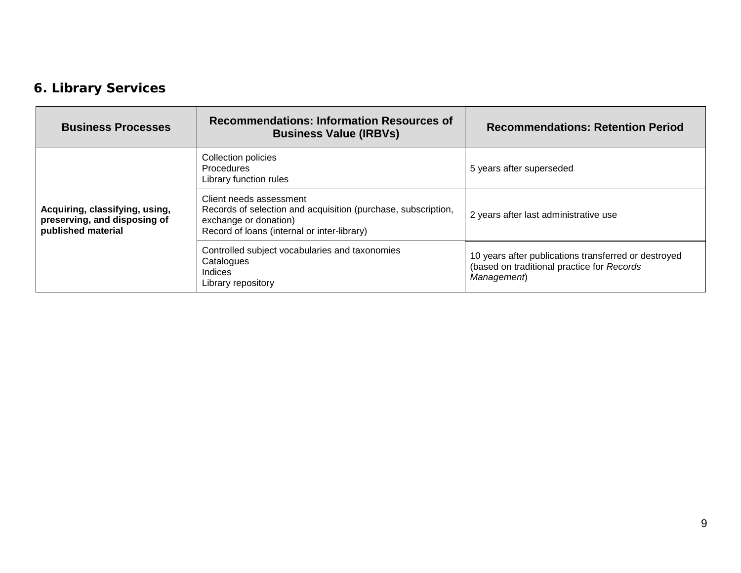## 6. Library Services

| Business Processes | Recommendations: Information Resources of Business Value (IRBVs) | Recommendations: Retention Period |
|---|---|---|
| **Acquiring, classifying, using, preserving, and disposing of published material** | Collection policies<br>Procedures<br>Library function rules | 5 years after superseded |
| | Client needs assessment<br>Records of selection and acquisition (purchase, subscription, exchange or donation)<br>Record of loans (internal or inter-library) | 2 years after last administrative use |
| | Controlled subject vocabularies and taxonomies<br>Catalogues<br>Indices<br>Library repository | 10 years after publications transferred or destroyed (based on traditional practice for *Records Management*) |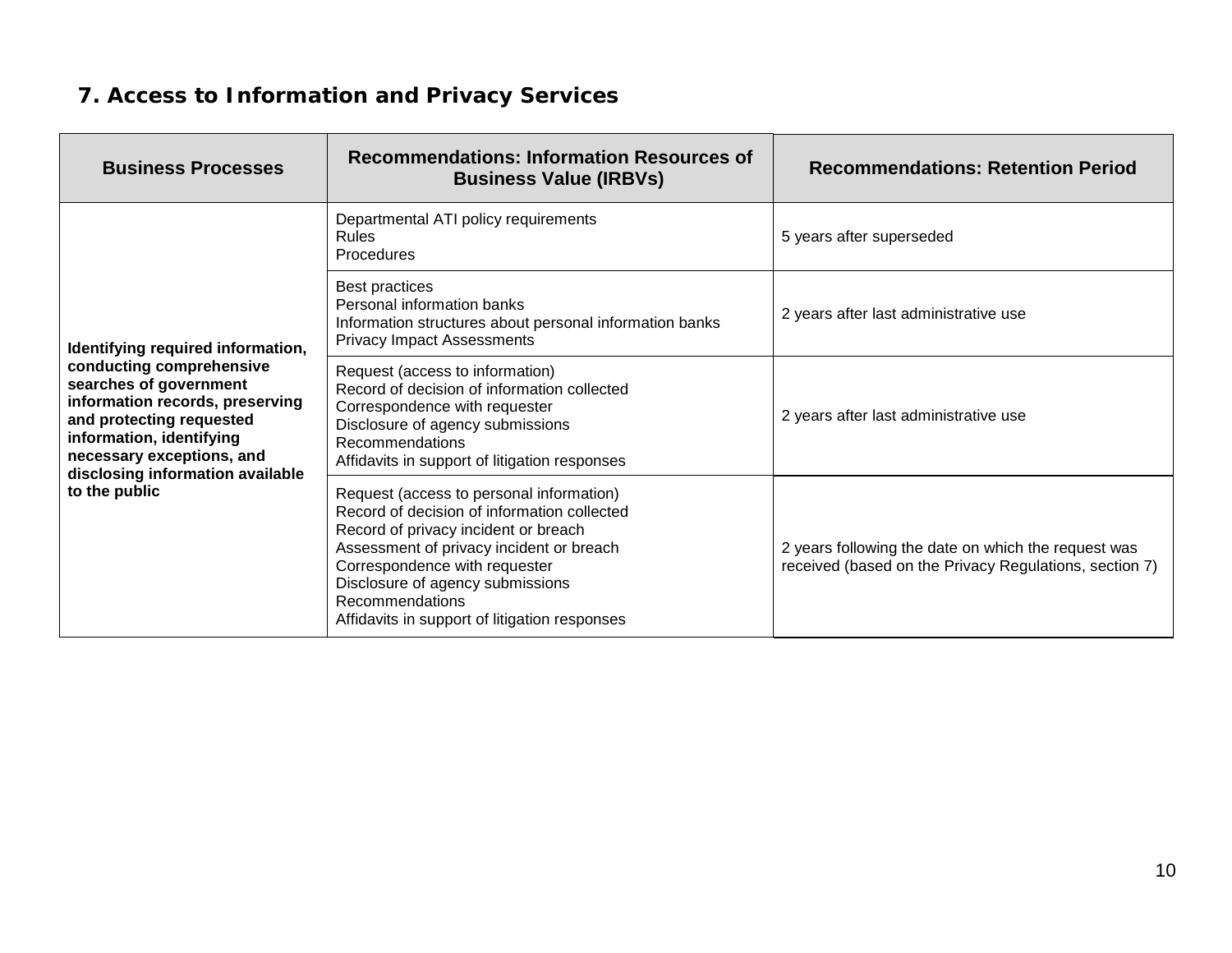## 7. Access to Information and Privacy Services

| Business Processes | Recommendations: Information Resources of Business Value (IRBVs) | Recommendations: Retention Period |
|---|---|---|
| **Identifying required information, conducting comprehensive searches of government information records, preserving and protecting requested information, identifying necessary exceptions, and disclosing information available to the public** | Departmental ATI policy requirements<br>Rules<br>Procedures | 5 years after superseded |
| | Best practices<br>Personal information banks<br>Information structures about personal information banks<br>Privacy Impact Assessments | 2 years after last administrative use |
| | Request (access to information)<br>Record of decision of information collected<br>Correspondence with requester<br>Disclosure of agency submissions<br>Recommendations<br>Affidavits in support of litigation responses | 2 years after last administrative use |
| | Request (access to personal information)<br>Record of decision of information collected<br>Record of privacy incident or breach<br>Assessment of privacy incident or breach<br>Correspondence with requester<br>Disclosure of agency submissions<br>Recommendations<br>Affidavits in support of litigation responses | 2 years following the date on which the request was received (based on the Privacy Regulations, section 7) |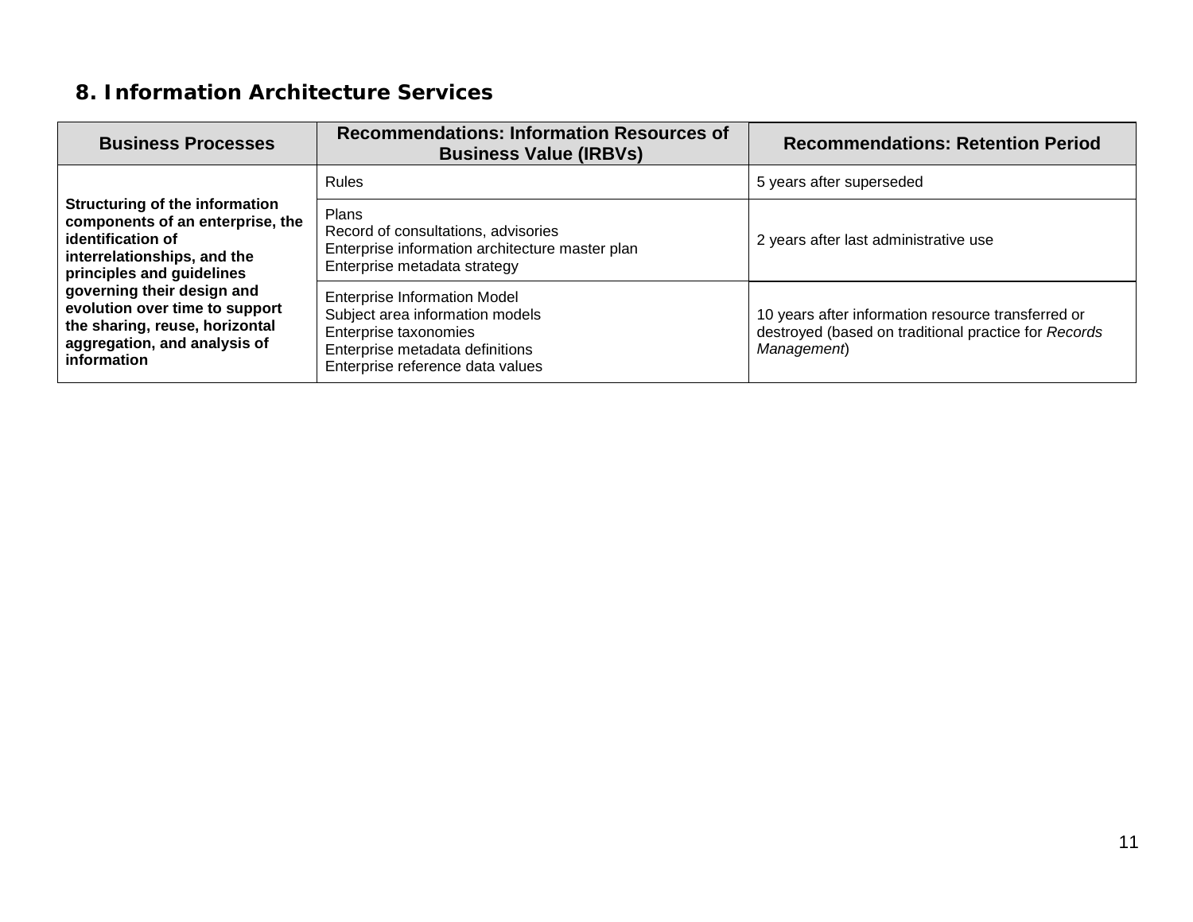## 8. Information Architecture Services

| Business Processes | Recommendations: Information Resources of Business Value (IRBVs) | Recommendations: Retention Period |
|---|---|---|
| **Structuring of the information components of an enterprise, the identification of interrelationships, and the principles and guidelines governing their design and evolution over time to support the sharing, reuse, horizontal aggregation, and analysis of information** | Rules | 5 years after superseded |
| | Plans<br>Record of consultations, advisories<br>Enterprise information architecture master plan<br>Enterprise metadata strategy | 2 years after last administrative use |
| | Enterprise Information Model<br>Subject area information models<br>Enterprise taxonomies<br>Enterprise metadata definitions<br>Enterprise reference data values | 10 years after information resource transferred or destroyed (based on traditional practice for *Records Management*) |